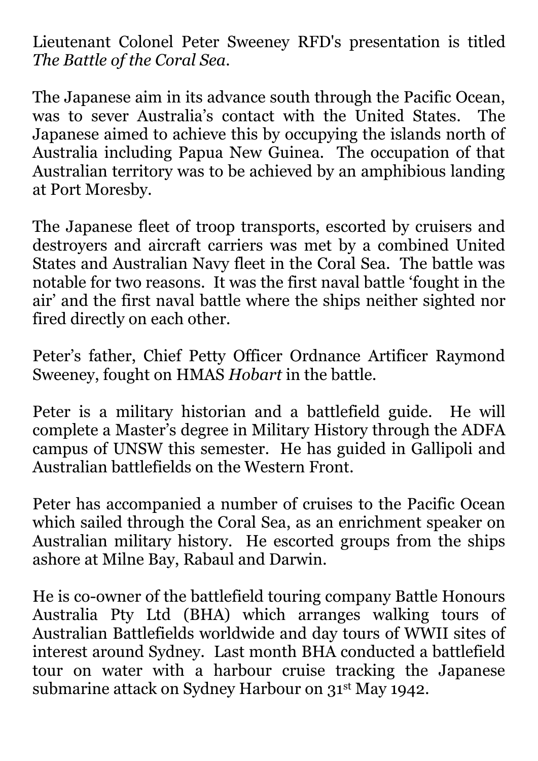Lieutenant Colonel Peter Sweeney RFD's presentation is titled *The Battle of the Coral Sea*.

The Japanese aim in its advance south through the Pacific Ocean, was to sever Australia's contact with the United States. The Japanese aimed to achieve this by occupying the islands north of Australia including Papua New Guinea. The occupation of that Australian territory was to be achieved by an amphibious landing at Port Moresby.

The Japanese fleet of troop transports, escorted by cruisers and destroyers and aircraft carriers was met by a combined United States and Australian Navy fleet in the Coral Sea. The battle was notable for two reasons. It was the first naval battle 'fought in the air' and the first naval battle where the ships neither sighted nor fired directly on each other.

Peter's father, Chief Petty Officer Ordnance Artificer Raymond Sweeney, fought on HMAS *Hobart* in the battle.

Peter is a military historian and a battlefield guide. He will complete a Master's degree in Military History through the ADFA campus of UNSW this semester. He has guided in Gallipoli and Australian battlefields on the Western Front.

Peter has accompanied a number of cruises to the Pacific Ocean which sailed through the Coral Sea, as an enrichment speaker on Australian military history. He escorted groups from the ships ashore at Milne Bay, Rabaul and Darwin.

He is co-owner of the battlefield touring company Battle Honours Australia Pty Ltd (BHA) which arranges walking tours of Australian Battlefields worldwide and day tours of WWII sites of interest around Sydney. Last month BHA conducted a battlefield tour on water with a harbour cruise tracking the Japanese submarine attack on Sydney Harbour on 31st May 1942.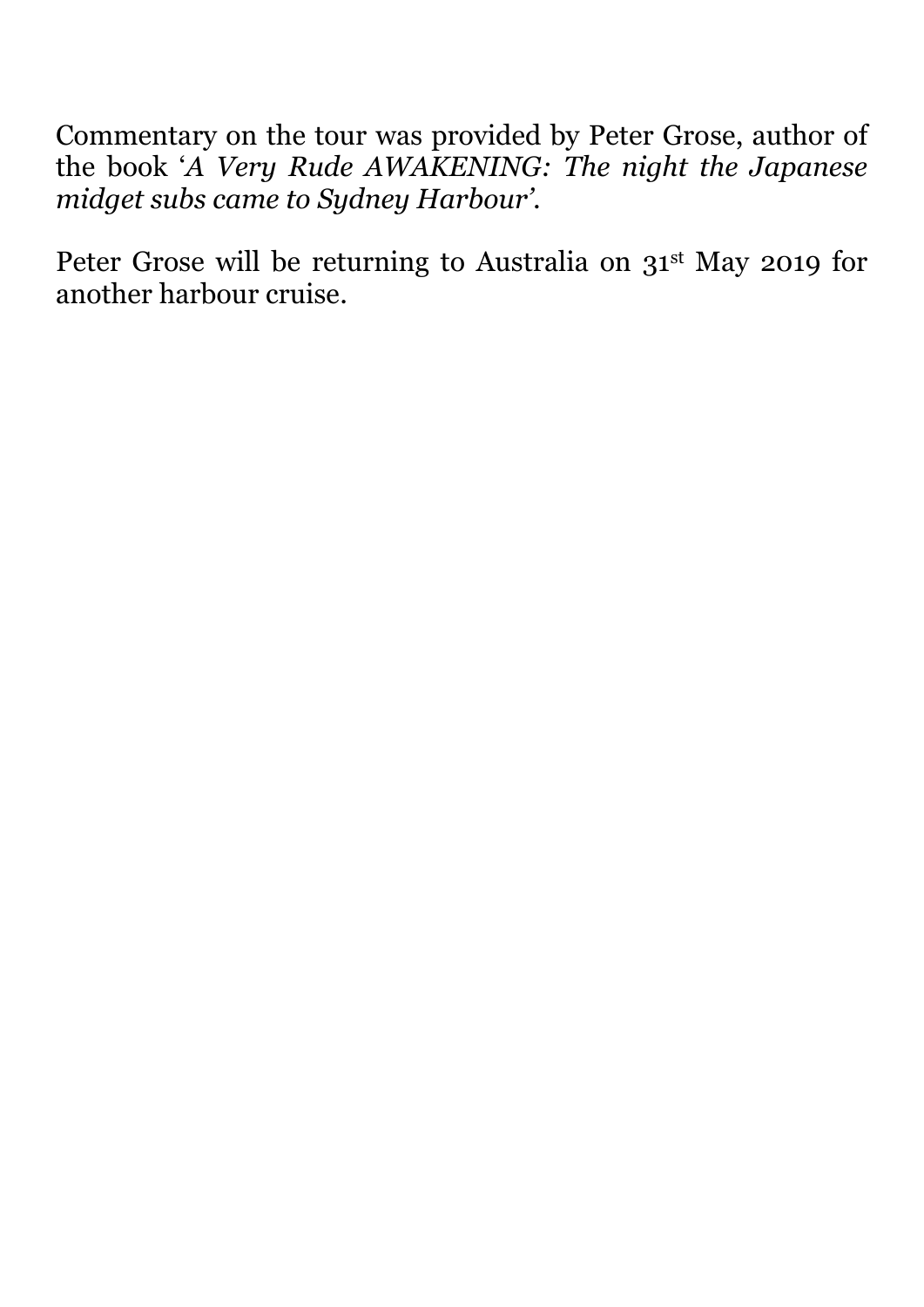Commentary on the tour was provided by Peter Grose, author of the book '*A Very Rude AWAKENING: The night the Japanese midget subs came to Sydney Harbour*'.

Peter Grose will be returning to Australia on 31st May 2019 for another harbour cruise.